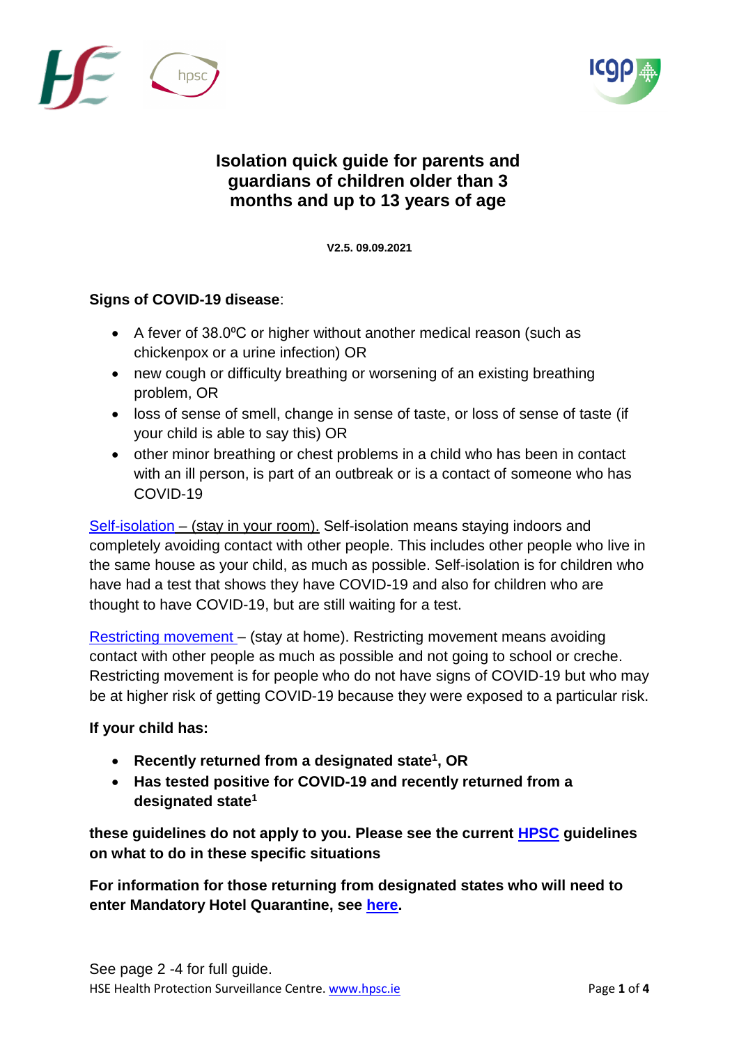# Isolation quick guide for parents and guardians of children older than 3 months and up to 13 years of age

**V2.5. 09.09.2021**

**Signs of COVID-19 disease**:

- A fever of 38.0ºC or higher without another medical reason (such as chickenpox or a urine infection) OR
- new cough or difficulty breathing or worsening of an existing breathing problem, OR
- loss of sense of smell, change in sense of taste, or loss of sense of taste (if your child is able to say this) OR
- other minor breathing or chest problems in a child who has been in contact with an ill person, is part of an outbreak or is a contact of someone who has COVID-19

Self-isolation – (stay in your room). Self-isolation means staying indoors and completely avoiding contact with other people. This includes other people who live in the same house as your child, as much as possible. Self-isolation is for children who have had a test that shows they have COVID-19 and also for children who are thought to have COVID-19, but are still waiting for a test.

Restricting movement – (stay at home). Restricting movement means avoiding contact with other people as much as possible and not going to school or creche. Restricting movement is for people who do not have signs of COVID-19 but who may be at higher risk of getting COVID-19 because they were exposed to a particular risk.

**If your child has:**

- **Recently returned from a designated state[1], OR**
- **Has tested positive for COVID-19 and recently returned from a designated state[1]**

**these guidelines do not apply to you. Please see the current HPSC guidelines on what to do in these specific situations**

**For information for those returning from designated states who will need to enter Mandatory Hotel Quarantine, see here.**

See page 2 -4 for full guide.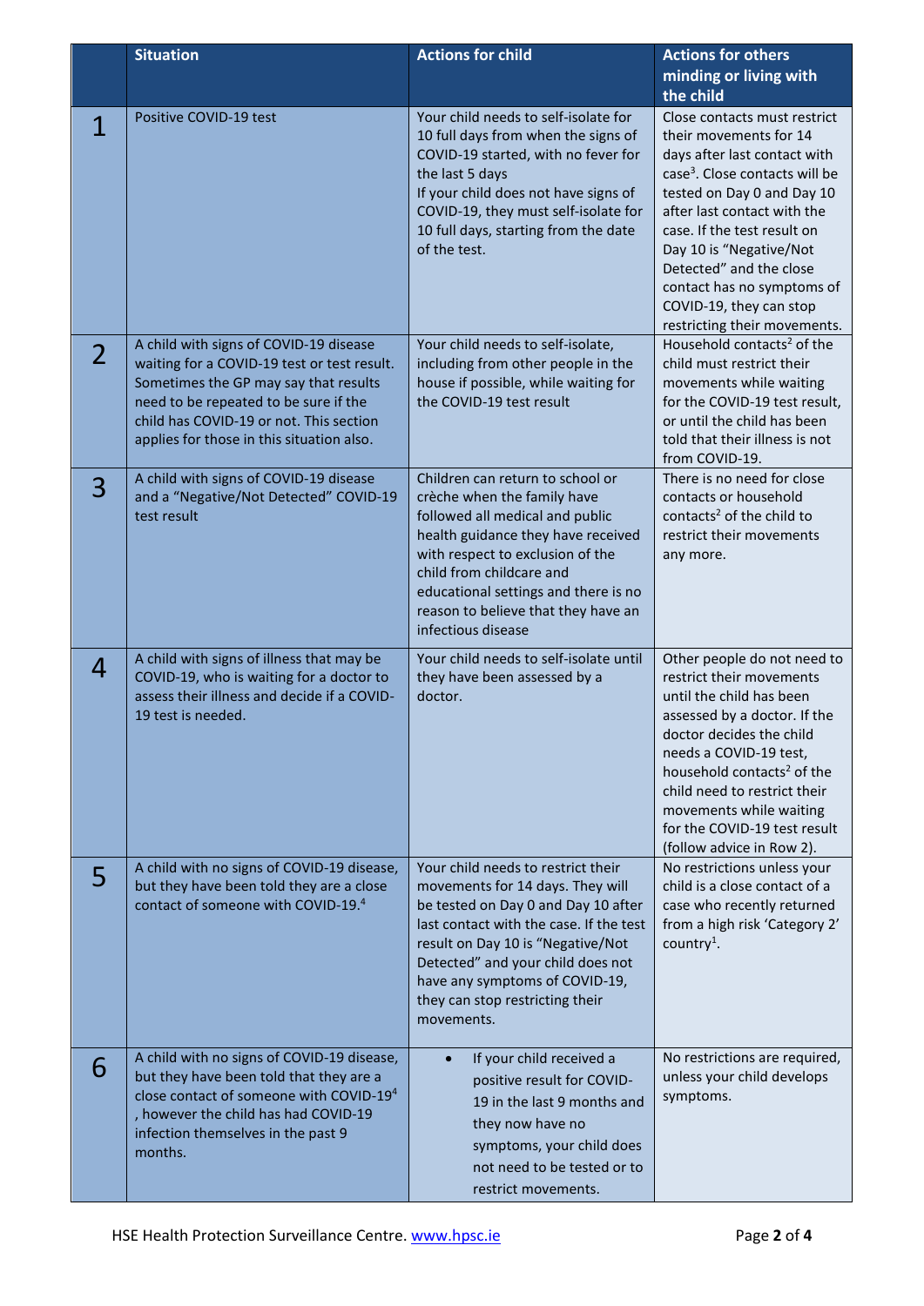|  | Situation | Actions for child | Actions for others minding or living with the child |
|---|---|---|---|
| 1 | Positive COVID-19 test | Your child needs to self-isolate for 10 full days from when the signs of COVID-19 started, with no fever for the last 5 days<br>If your child does not have signs of COVID-19, they must self-isolate for 10 full days, starting from the date of the test. | Close contacts must restrict their movements for 14 days after last contact with case[3]. Close contacts will be tested on Day 0 and Day 10 after last contact with the case. If the test result on Day 10 is "Negative/Not Detected" and the close contact has no symptoms of COVID-19, they can stop restricting their movements. |
| 2 | A child with signs of COVID-19 disease waiting for a COVID-19 test or test result. Sometimes the GP may say that results need to be repeated to be sure if the child has COVID-19 or not. This section applies for those in this situation also. | Your child needs to self-isolate, including from other people in the house if possible, while waiting for the COVID-19 test result | Household contacts[2] of the child must restrict their movements while waiting for the COVID-19 test result, or until the child has been told that their illness is not from COVID-19. |
| 3 | A child with signs of COVID-19 disease and a "Negative/Not Detected" COVID-19 test result | Children can return to school or crèche when the family have followed all medical and public health guidance they have received with respect to exclusion of the child from childcare and educational settings and there is no reason to believe that they have an infectious disease | There is no need for close contacts or household contacts[2] of the child to restrict their movements any more. |
| 4 | A child with signs of illness that may be COVID-19, who is waiting for a doctor to assess their illness and decide if a COVID-19 test is needed. | Your child needs to self-isolate until they have been assessed by a doctor. | Other people do not need to restrict their movements until the child has been assessed by a doctor. If the doctor decides the child needs a COVID-19 test, household contacts[2] of the child need to restrict their movements while waiting for the COVID-19 test result (follow advice in Row 2). |
| 5 | A child with no signs of COVID-19 disease, but they have been told they are a close contact of someone with COVID-19.[4] | Your child needs to restrict their movements for 14 days. They will be tested on Day 0 and Day 10 after last contact with the case. If the test result on Day 10 is "Negative/Not Detected" and your child does not have any symptoms of COVID-19, they can stop restricting their movements. | No restrictions unless your child is a close contact of a case who recently returned from a high risk 'Category 2' country[1]. |
| 6 | A child with no signs of COVID-19 disease, but they have been told that they are a close contact of someone with COVID-19[4], however the child has had COVID-19 infection themselves in the past 9 months. | • If your child received a positive result for COVID-19 in the last 9 months and they now have no symptoms, your child does not need to be tested or to restrict movements. | No restrictions are required, unless your child develops symptoms. |

HSE Health Protection Surveillance Centre. www.hpsc.ie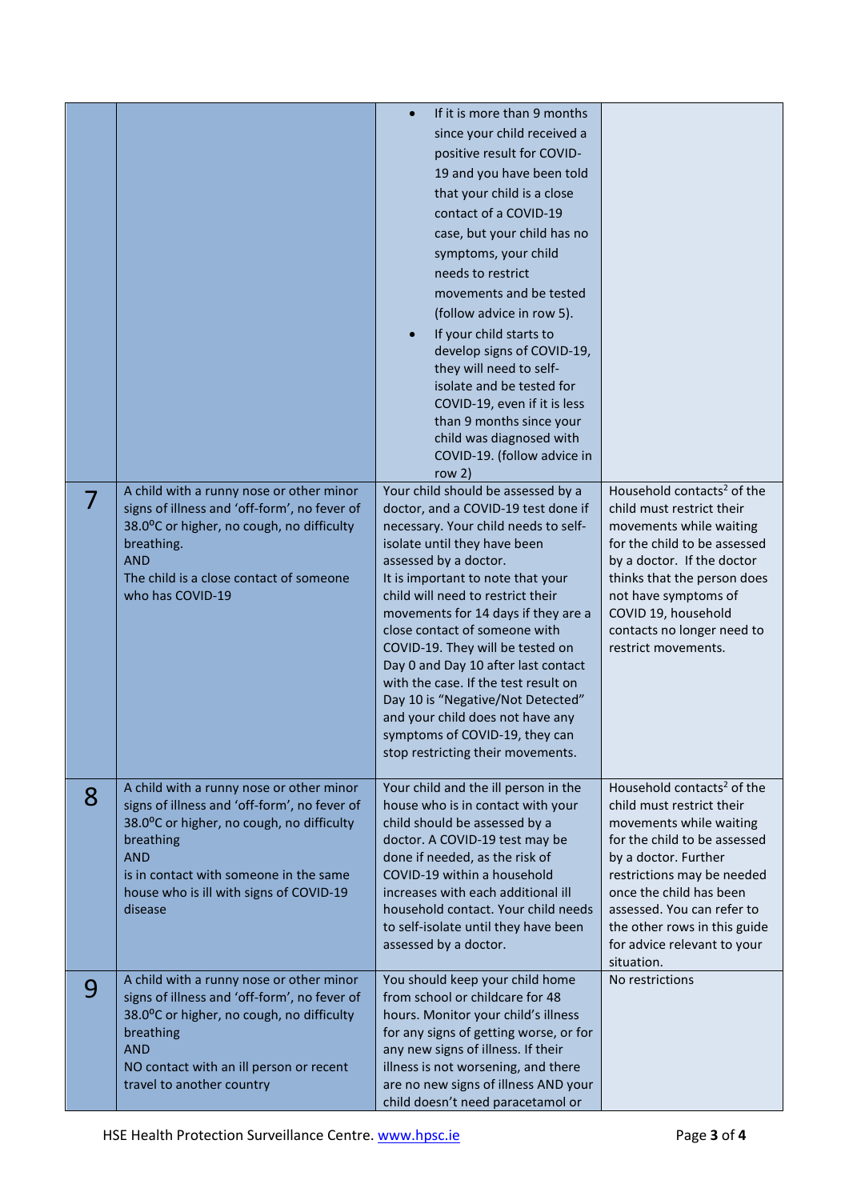| | | | |
|---|---|---|---|
| | | • If it is more than 9 months since your child received a positive result for COVID-19 and you have been told that your child is a close contact of a COVID-19 case, but your child has no symptoms, your child needs to restrict movements and be tested (follow advice in row 5).<br>• If your child starts to develop signs of COVID-19, they will need to self-isolate and be tested for COVID-19, even if it is less than 9 months since your child was diagnosed with COVID-19. (follow advice in row 2) | |
| 7 | A child with a runny nose or other minor signs of illness and 'off-form', no fever of 38.0$^{o}$C or higher, no cough, no difficulty breathing.<br>AND<br>The child is a close contact of someone who has COVID-19 | Your child should be assessed by a doctor, and a COVID-19 test done if necessary. Your child needs to self-isolate until they have been assessed by a doctor.<br>It is important to note that your child will need to restrict their movements for 14 days if they are a close contact of someone with COVID-19. They will be tested on Day 0 and Day 10 after last contact with the case. If the test result on Day 10 is "Negative/Not Detected" and your child does not have any symptoms of COVID-19, they can stop restricting their movements. | Household contacts[2] of the child must restrict their movements while waiting for the child to be assessed by a doctor. If the doctor thinks that the person does not have symptoms of COVID 19, household contacts no longer need to restrict movements. |
| 8 | A child with a runny nose or other minor signs of illness and 'off-form', no fever of 38.0$^{o}$C or higher, no cough, no difficulty breathing<br>AND<br>is in contact with someone in the same house who is ill with signs of COVID-19 disease | Your child and the ill person in the house who is in contact with your child should be assessed by a doctor. A COVID-19 test may be done if needed, as the risk of COVID-19 within a household increases with each additional ill household contact. Your child needs to self-isolate until they have been assessed by a doctor. | Household contacts[2] of the child must restrict their movements while waiting for the child to be assessed by a doctor. Further restrictions may be needed once the child has been assessed. You can refer to the other rows in this guide for advice relevant to your situation. |
| 9 | A child with a runny nose or other minor signs of illness and 'off-form', no fever of 38.0$^{o}$C or higher, no cough, no difficulty breathing<br>AND<br>NO contact with an ill person or recent travel to another country | You should keep your child home from school or childcare for 48 hours. Monitor your child's illness for any signs of getting worse, or for any new signs of illness. If their illness is not worsening, and there are no new signs of illness AND your child doesn't need paracetamol or | No restrictions |

HSE Health Protection Surveillance Centre. www.hpsc.ie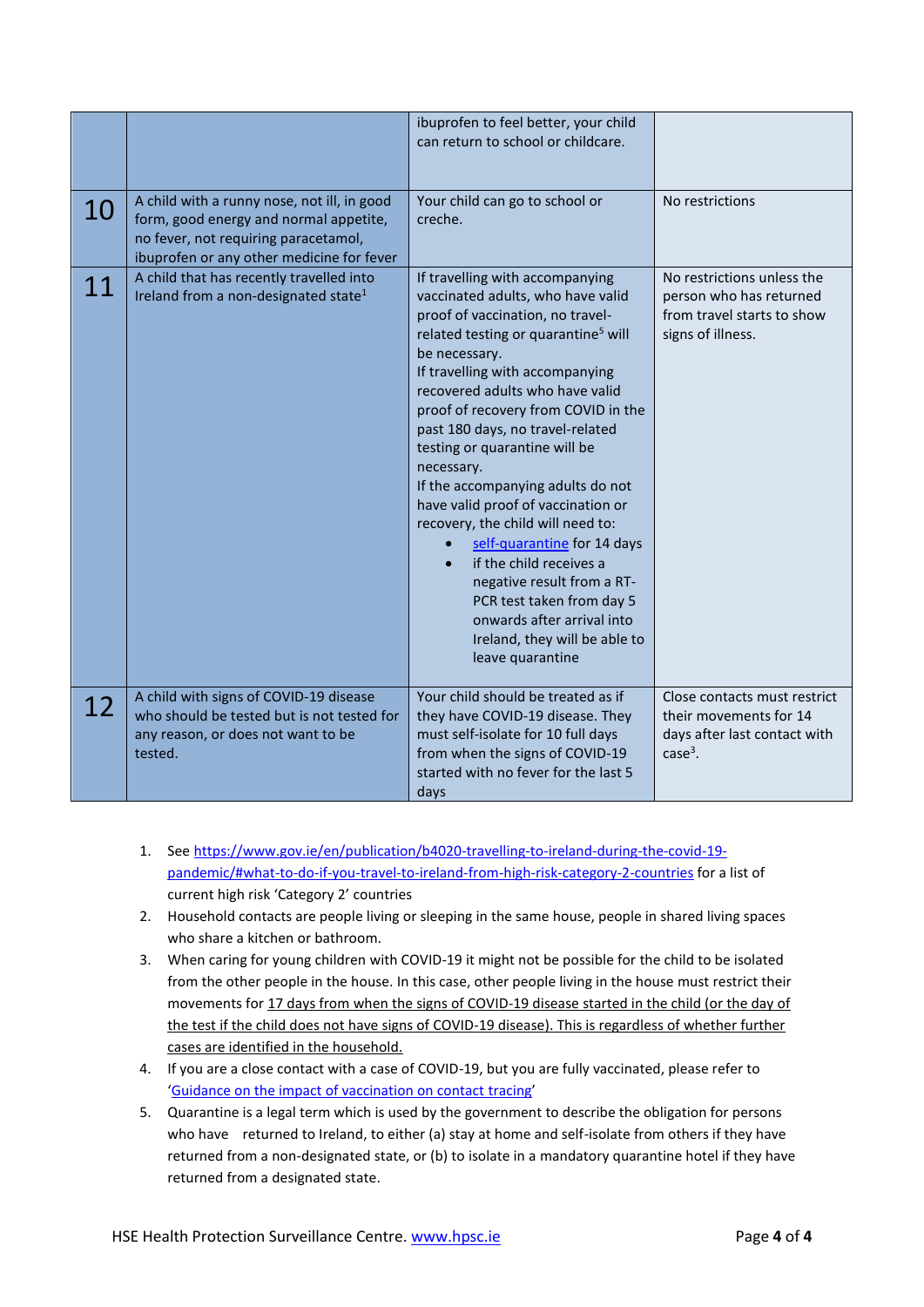| | | | |
|---|---|---|---|
| | | ibuprofen to feel better, your child can return to school or childcare. | |
| 10 | A child with a runny nose, not ill, in good form, good energy and normal appetite, no fever, not requiring paracetamol, ibuprofen or any other medicine for fever | Your child can go to school or creche. | No restrictions |
| 11 | A child that has recently travelled into Ireland from a non-designated state[1] | If travelling with accompanying vaccinated adults, who have valid proof of vaccination, no travel-related testing or quarantine[5] will be necessary.<br>If travelling with accompanying recovered adults who have valid proof of recovery from COVID in the past 180 days, no travel-related testing or quarantine will be necessary.<br>If the accompanying adults do not have valid proof of vaccination or recovery, the child will need to:<br>• self-quarantine for 14 days<br>• if the child receives a negative result from a RT-PCR test taken from day 5 onwards after arrival into Ireland, they will be able to leave quarantine | No restrictions unless the person who has returned from travel starts to show signs of illness. |
| 12 | A child with signs of COVID-19 disease who should be tested but is not tested for any reason, or does not want to be tested. | Your child should be treated as if they have COVID-19 disease. They must self-isolate for 10 full days from when the signs of COVID-19 started with no fever for the last 5 days | Close contacts must restrict their movements for 14 days after last contact with case[3]. |

1. See https://www.gov.ie/en/publication/b4020-travelling-to-ireland-during-the-covid-19-pandemic/#what-to-do-if-you-travel-to-ireland-from-high-risk-category-2-countries for a list of current high risk 'Category 2' countries
2. Household contacts are people living or sleeping in the same house, people in shared living spaces who share a kitchen or bathroom.
3. When caring for young children with COVID-19 it might not be possible for the child to be isolated from the other people in the house. In this case, other people living in the house must restrict their movements for 17 days from when the signs of COVID-19 disease started in the child (or the day of the test if the child does not have signs of COVID-19 disease). This is regardless of whether further cases are identified in the household.
4. If you are a close contact with a case of COVID-19, but you are fully vaccinated, please refer to 'Guidance on the impact of vaccination on contact tracing'
5. Quarantine is a legal term which is used by the government to describe the obligation for persons who have returned to Ireland, to either (a) stay at home and self-isolate from others if they have returned from a non-designated state, or (b) to isolate in a mandatory quarantine hotel if they have returned from a designated state.

HSE Health Protection Surveillance Centre. www.hpsc.ie